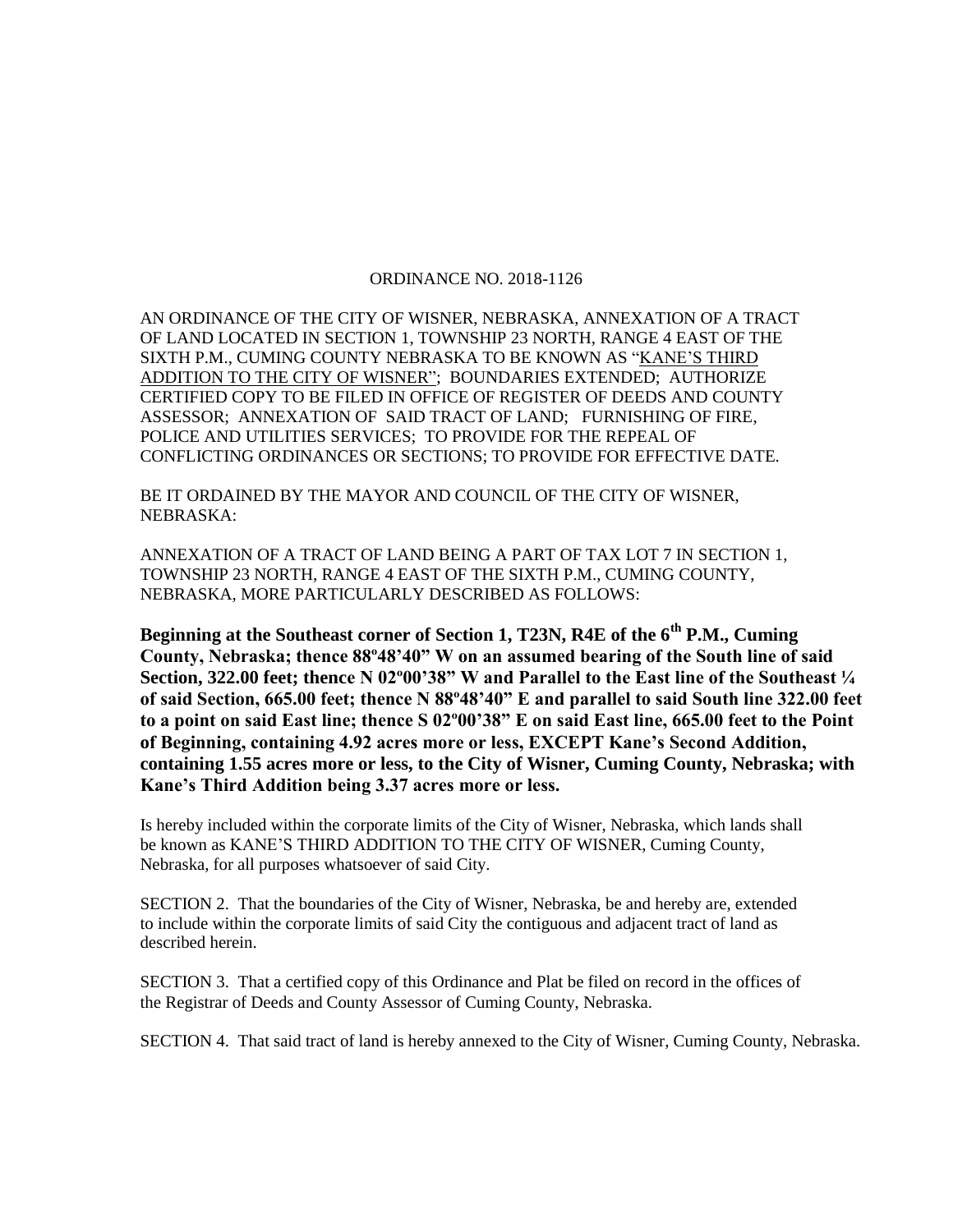# ORDINANCE NO. 2018-1126

AN ORDINANCE OF THE CITY OF WISNER, NEBRASKA, ANNEXATION OF A TRACT OF LAND LOCATED IN SECTION 1, TOWNSHIP 23 NORTH, RANGE 4 EAST OF THE SIXTH P.M., CUMING COUNTY NEBRASKA TO BE KNOWN AS "KANE'S THIRD ADDITION TO THE CITY OF WISNER"; BOUNDARIES EXTENDED; AUTHORIZE CERTIFIED COPY TO BE FILED IN OFFICE OF REGISTER OF DEEDS AND COUNTY ASSESSOR; ANNEXATION OF SAID TRACT OF LAND; FURNISHING OF FIRE, POLICE AND UTILITIES SERVICES; TO PROVIDE FOR THE REPEAL OF CONFLICTING ORDINANCES OR SECTIONS; TO PROVIDE FOR EFFECTIVE DATE.

BE IT ORDAINED BY THE MAYOR AND COUNCIL OF THE CITY OF WISNER, NEBRASKA:

ANNEXATION OF A TRACT OF LAND BEING A PART OF TAX LOT 7 IN SECTION 1, TOWNSHIP 23 NORTH, RANGE 4 EAST OF THE SIXTH P.M., CUMING COUNTY, NEBRASKA, MORE PARTICULARLY DESCRIBED AS FOLLOWS:

**Beginning at the Southeast corner of Section 1, T23N, R4E of the 6th P.M., Cuming County, Nebraska; thence 88º48'40" W on an assumed bearing of the South line of said Section, 322.00 feet; thence N 02º00'38" W and Parallel to the East line of the Southeast ¼ of said Section, 665.00 feet; thence N 88º48'40" E and parallel to said South line 322.00 feet to a point on said East line; thence S 02º00'38" E on said East line, 665.00 feet to the Point of Beginning, containing 4.92 acres more or less, EXCEPT Kane's Second Addition, containing 1.55 acres more or less, to the City of Wisner, Cuming County, Nebraska; with Kane's Third Addition being 3.37 acres more or less.**

Is hereby included within the corporate limits of the City of Wisner, Nebraska, which lands shall be known as KANE'S THIRD ADDITION TO THE CITY OF WISNER, Cuming County, Nebraska, for all purposes whatsoever of said City.

SECTION 2. That the boundaries of the City of Wisner, Nebraska, be and hereby are, extended to include within the corporate limits of said City the contiguous and adjacent tract of land as described herein.

SECTION 3. That a certified copy of this Ordinance and Plat be filed on record in the offices of the Registrar of Deeds and County Assessor of Cuming County, Nebraska.

SECTION 4. That said tract of land is hereby annexed to the City of Wisner, Cuming County, Nebraska.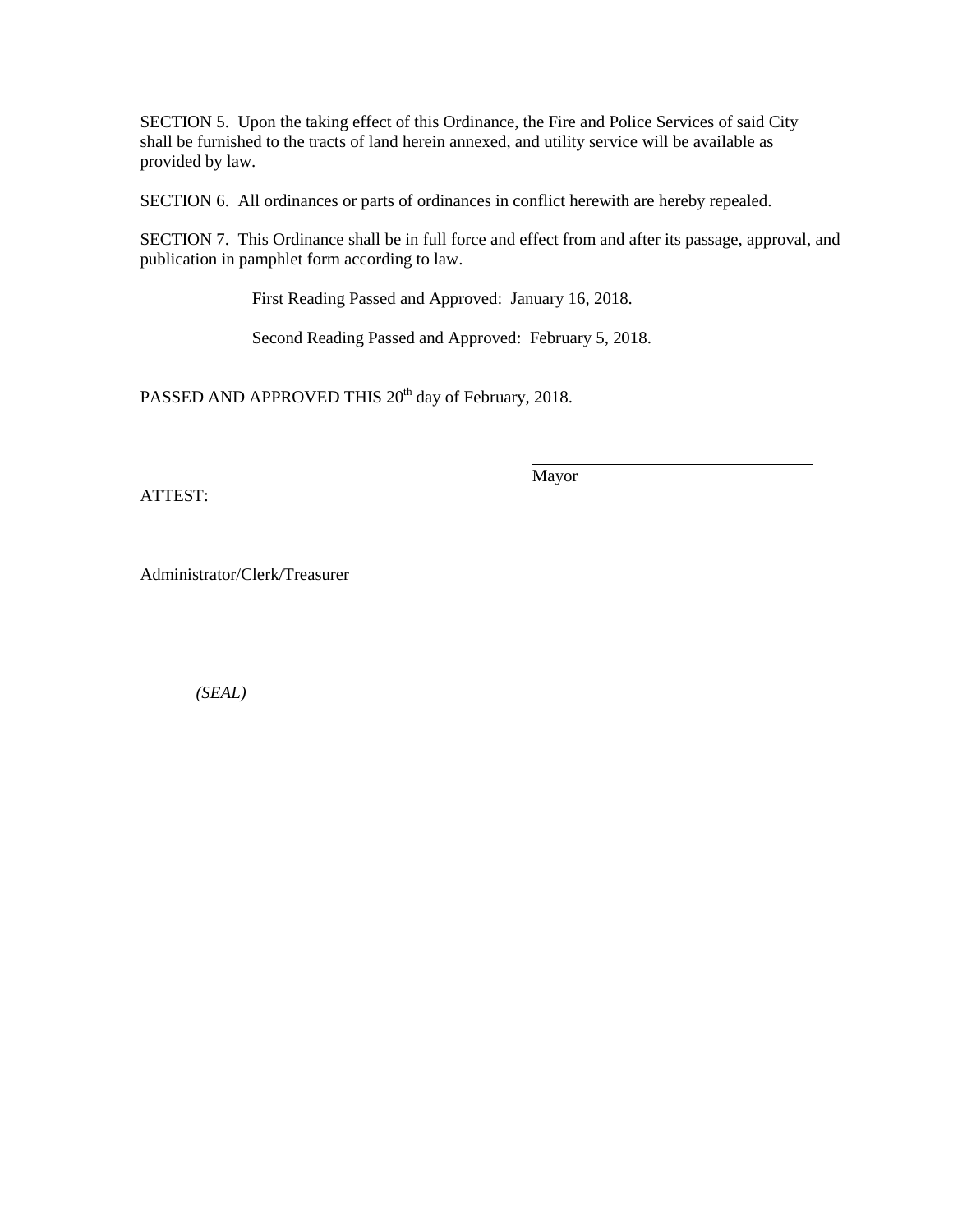SECTION 5. Upon the taking effect of this Ordinance, the Fire and Police Services of said City shall be furnished to the tracts of land herein annexed, and utility service will be available as provided by law.

SECTION 6. All ordinances or parts of ordinances in conflict herewith are hereby repealed.

SECTION 7. This Ordinance shall be in full force and effect from and after its passage, approval, and publication in pamphlet form according to law.

First Reading Passed and Approved: January 16, 2018.

Second Reading Passed and Approved: February 5, 2018.

PASSED AND APPROVED THIS 20th day of February, 2018.

\_\_\_\_\_\_\_\_\_\_\_\_\_\_\_\_\_\_\_\_\_\_\_\_\_\_\_\_\_\_\_\_\_\_
Mayor

ATTEST:

\_\_\_\_\_\_\_\_\_\_\_\_\_\_\_\_\_\_\_\_\_\_\_\_\_\_\_\_\_\_\_\_\_\_
Administrator/Clerk/Treasurer

*(SEAL)*